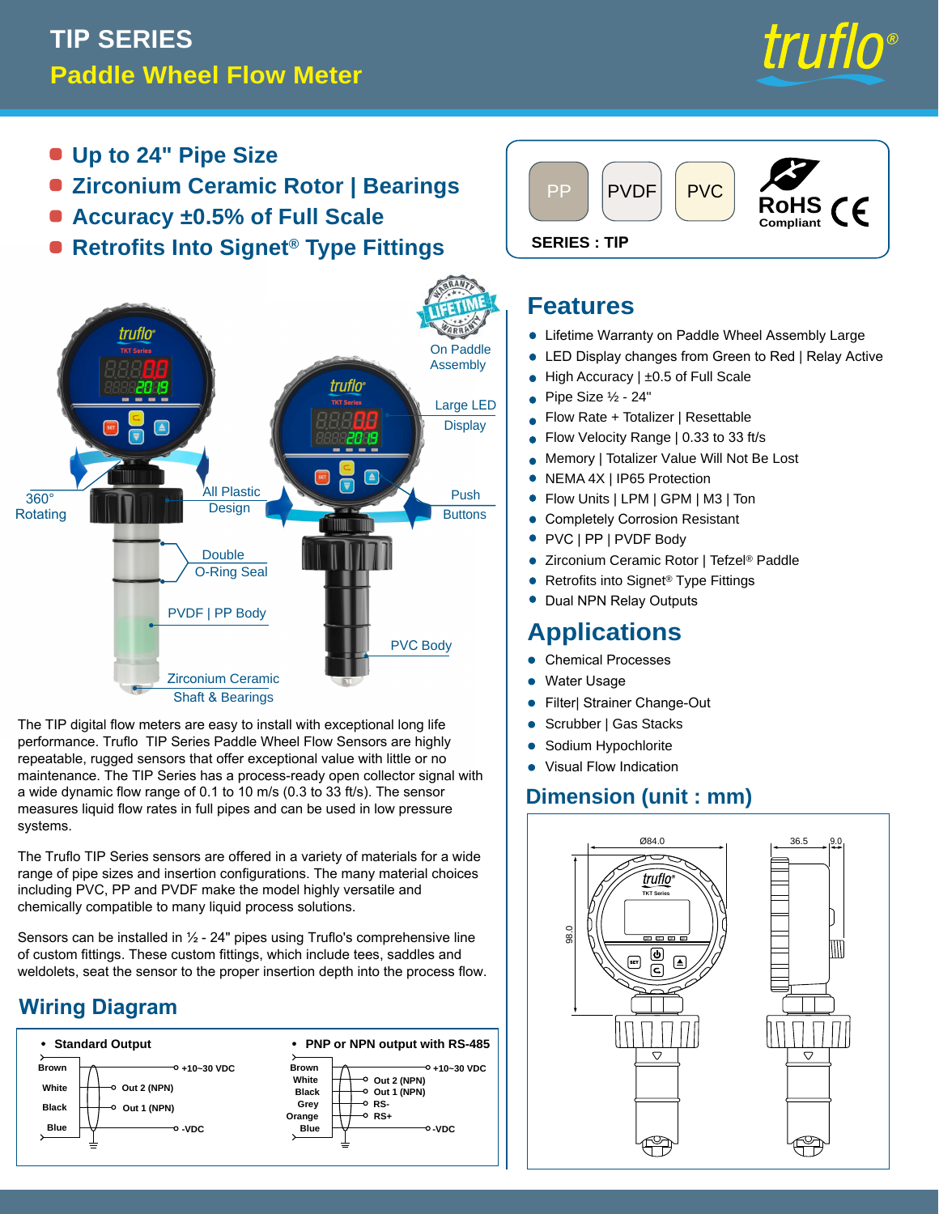# TIP SERIES

## Paddle Wheel Flow Meter

- Up to 24" Pipe Size
- Zirconium Ceramic Rotor | Bearings
- Accuracy ±0.5% of Full Scale
- Retrofits Into Signet® Type Fittings

PP | PVDF | PVC

RoHS Compliant CE

SERIES : TIP

LIFETIME WARRANTY On Paddle Assembly

Large LED Display

Push Buttons

360° Rotating

All Plastic Design

Double O-Ring Seal

PVDF | PP Body

PVC Body

Zirconium Ceramic Shaft & Bearings

The TIP digital flow meters are easy to install with exceptional long life performance. Truflo TIP Series Paddle Wheel Flow Sensors are highly repeatable, rugged sensors that offer exceptional value with little or no maintenance. The TIP Series has a process-ready open collector signal with a wide dynamic flow range of 0.1 to 10 m/s (0.3 to 33 ft/s). The sensor measures liquid flow rates in full pipes and can be used in low pressure systems.

The Truflo TIP Series sensors are offered in a variety of materials for a wide range of pipe sizes and insertion configurations. The many material choices including PVC, PP and PVDF make the model highly versatile and chemically compatible to many liquid process solutions.

Sensors can be installed in ½ - 24" pipes using Truflo's comprehensive line of custom fittings. These custom fittings, which include tees, saddles and weldolets, seat the sensor to the proper insertion depth into the process flow.

## Features

- Lifetime Warranty on Paddle Wheel Assembly Large
- LED Display changes from Green to Red | Relay Active
- High Accuracy | ±0.5 of Full Scale
- Pipe Size ½ - 24"
- Flow Rate + Totalizer | Resettable
- Flow Velocity Range | 0.33 to 33 ft/s
- Memory | Totalizer Value Will Not Be Lost
- NEMA 4X | IP65 Protection
- Flow Units | LPM | GPM | M3 | Ton
- Completely Corrosion Resistant
- PVC | PP | PVDF Body
- Zirconium Ceramic Rotor | Tefzel® Paddle
- Retrofits into Signet® Type Fittings
- Dual NPN Relay Outputs

## Applications

- Chemical Processes
- Water Usage
- Filter| Strainer Change-Out
- Scrubber | Gas Stacks
- Sodium Hypochlorite
- Visual Flow Indication

## Dimension (unit : mm)

Ø84.0; 98.0; 36.5; 9.0

## Wiring Diagram

- **Standard Output**
  - Brown: +10~30 VDC
  - White: Out 2 (NPN)
  - Black: Out 1 (NPN)
  - Blue: -VDC

- **PNP or NPN output with RS-485**
  - Brown: +10~30 VDC
  - White: Out 2 (NPN)
  - Black: Out 1 (NPN)
  - Grey: RS-
  - Orange: RS+
  - Blue: -VDC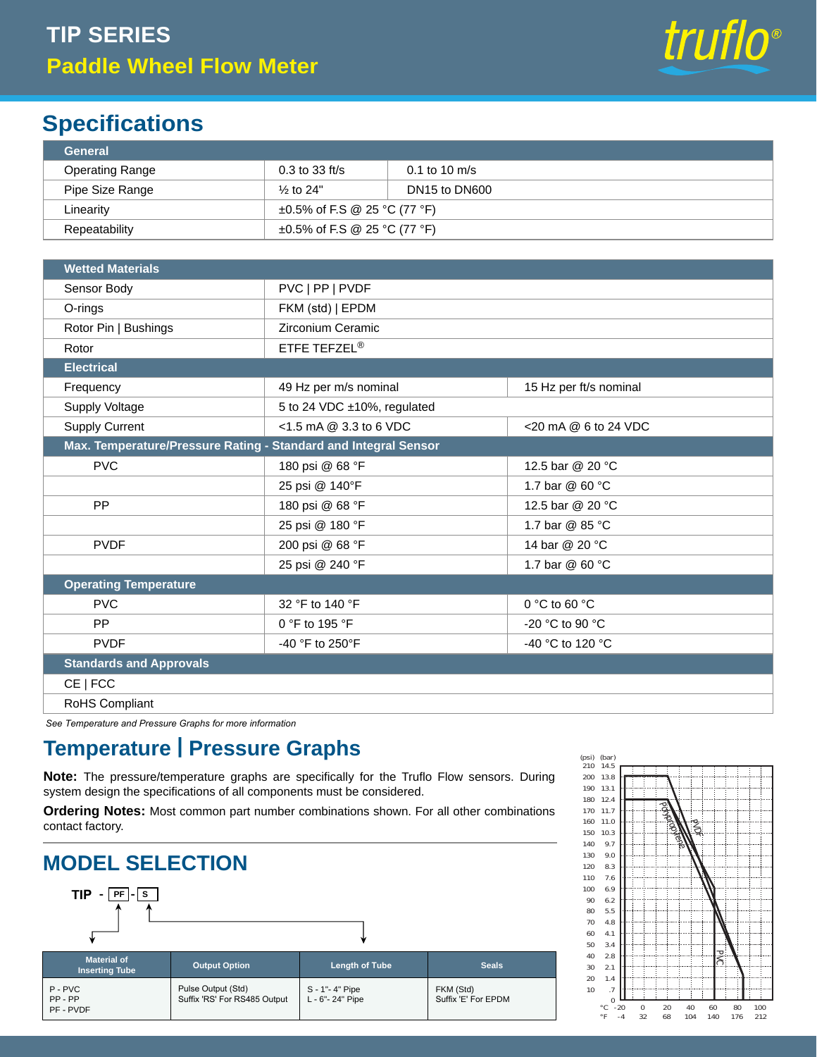# TIP SERIES
## Paddle Wheel Flow Meter

truflo®

## Specifications

| General | | |
|---|---|---|
| Operating Range | 0.3 to 33 ft/s | 0.1 to 10 m/s |
| Pipe Size Range | ½ to 24" | DN15 to DN600 |
| Linearity | ±0.5% of F.S @ 25 °C (77 °F) | |
| Repeatability | ±0.5% of F.S @ 25 °C (77 °F) | |

| Wetted Materials | | |
|---|---|---|
| Sensor Body | PVC \| PP \| PVDF | |
| O-rings | FKM (std) \| EPDM | |
| Rotor Pin \| Bushings | Zirconium Ceramic | |
| Rotor | ETFE TEFZEL® | |
| **Electrical** | | |
| Frequency | 49 Hz per m/s nominal | 15 Hz per ft/s nominal |
| Supply Voltage | 5 to 24 VDC ±10%, regulated | |
| Supply Current | <1.5 mA @ 3.3 to 6 VDC | <20 mA @ 6 to 24 VDC |
| **Max. Temperature/Pressure Rating - Standard and Integral Sensor** | | |
| PVC | 180 psi @ 68 °F | 12.5 bar @ 20 °C |
| | 25 psi @ 140°F | 1.7 bar @ 60 °C |
| PP | 180 psi @ 68 °F | 12.5 bar @ 20 °C |
| | 25 psi @ 180 °F | 1.7 bar @ 85 °C |
| PVDF | 200 psi @ 68 °F | 14 bar @ 20 °C |
| | 25 psi @ 240 °F | 1.7 bar @ 60 °C |
| **Operating Temperature** | | |
| PVC | 32 °F to 140 °F | 0 °C to 60 °C |
| PP | 0 °F to 195 °F | -20 °C to 90 °C |
| PVDF | -40 °F to 250°F | -40 °C to 120 °C |
| **Standards and Approvals** | | |
| CE \| FCC | | |
| RoHS Compliant | | |

*See Temperature and Pressure Graphs for more information*

## Temperature | Pressure Graphs

**Note:** The pressure/temperature graphs are specifically for the Truflo Flow sensors. During system design the specifications of all components must be considered.

**Ordering Notes:** Most common part number combinations shown. For all other combinations contact factory.

(psi) (bar)
210 14.5
200 13.8
190 13.1
180 12.4
170 11.7
160 11.0
150 10.3
140 9.7
130 9.0
120 8.3
110 7.6
100 6.9
90 6.2
80 5.5
70 4.8
60 4.1
50 3.4
40 2.8
30 2.1
20 1.4
10 .7
0
°C -20 0 20 40 60 80 100
°F -4 32 68 104 140 176 212
Polypropylene
PVDF
PVC

## MODEL SELECTION

TIP - PF - S

| Material of Inserting Tube | Output Option | Length of Tube | Seals |
|---|---|---|---|
| P - PVC<br>PP - PP<br>PF - PVDF | Pulse Output (Std)<br>Suffix 'RS' For RS485 Output | S - 1"- 4" Pipe<br>L - 6"- 24" Pipe | FKM (Std)<br>Suffix 'E' For EPDM |